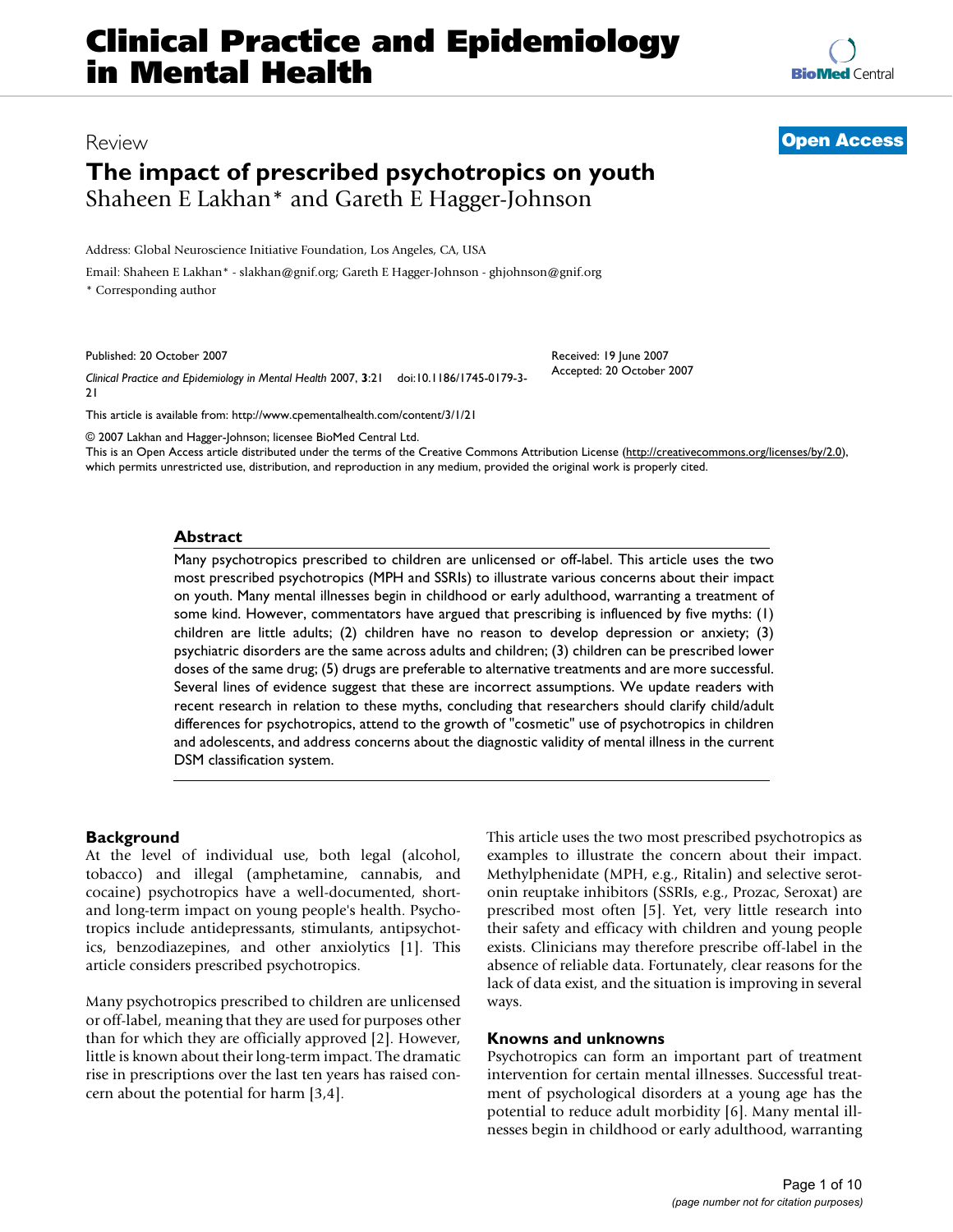Clinical Practice and Epidemiology in Mental Health

Review

Open Access

# The impact of prescribed psychotropics on youth

Shaheen E Lakhan* and Gareth E Hagger-Johnson

Address: Global Neuroscience Initiative Foundation, Los Angeles, CA, USA

Email: Shaheen E Lakhan* - slakhan@gnif.org; Gareth E Hagger-Johnson - ghjohnson@gnif.org

* Corresponding author

Published: 20 October 2007

*Clinical Practice and Epidemiology in Mental Health* 2007, **3**:21 doi:10.1186/1745-0179-3-21

Received: 19 June 2007
Accepted: 20 October 2007

This article is available from: http://www.cpementalhealth.com/content/3/1/21

© 2007 Lakhan and Hagger-Johnson; licensee BioMed Central Ltd.
This is an Open Access article distributed under the terms of the Creative Commons Attribution License (http://creativecommons.org/licenses/by/2.0), which permits unrestricted use, distribution, and reproduction in any medium, provided the original work is properly cited.

## Abstract

Many psychotropics prescribed to children are unlicensed or off-label. This article uses the two most prescribed psychotropics (MPH and SSRIs) to illustrate various concerns about their impact on youth. Many mental illnesses begin in childhood or early adulthood, warranting a treatment of some kind. However, commentators have argued that prescribing is influenced by five myths: (1) children are little adults; (2) children have no reason to develop depression or anxiety; (3) psychiatric disorders are the same across adults and children; (3) children can be prescribed lower doses of the same drug; (5) drugs are preferable to alternative treatments and are more successful. Several lines of evidence suggest that these are incorrect assumptions. We update readers with recent research in relation to these myths, concluding that researchers should clarify child/adult differences for psychotropics, attend to the growth of "cosmetic" use of psychotropics in children and adolescents, and address concerns about the diagnostic validity of mental illness in the current DSM classification system.

## Background

At the level of individual use, both legal (alcohol, tobacco) and illegal (amphetamine, cannabis, and cocaine) psychotropics have a well-documented, short- and long-term impact on young people's health. Psychotropics include antidepressants, stimulants, antipsychotics, benzodiazepines, and other anxiolytics [1]. This article considers prescribed psychotropics.

Many psychotropics prescribed to children are unlicensed or off-label, meaning that they are used for purposes other than for which they are officially approved [2]. However, little is known about their long-term impact. The dramatic rise in prescriptions over the last ten years has raised concern about the potential for harm [3,4].

This article uses the two most prescribed psychotropics as examples to illustrate the concern about their impact. Methylphenidate (MPH, e.g., Ritalin) and selective serotonin reuptake inhibitors (SSRIs, e.g., Prozac, Seroxat) are prescribed most often [5]. Yet, very little research into their safety and efficacy with children and young people exists. Clinicians may therefore prescribe off-label in the absence of reliable data. Fortunately, clear reasons for the lack of data exist, and the situation is improving in several ways.

### Knowns and unknowns

Psychotropics can form an important part of treatment intervention for certain mental illnesses. Successful treatment of psychological disorders at a young age has the potential to reduce adult morbidity [6]. Many mental illnesses begin in childhood or early adulthood, warranting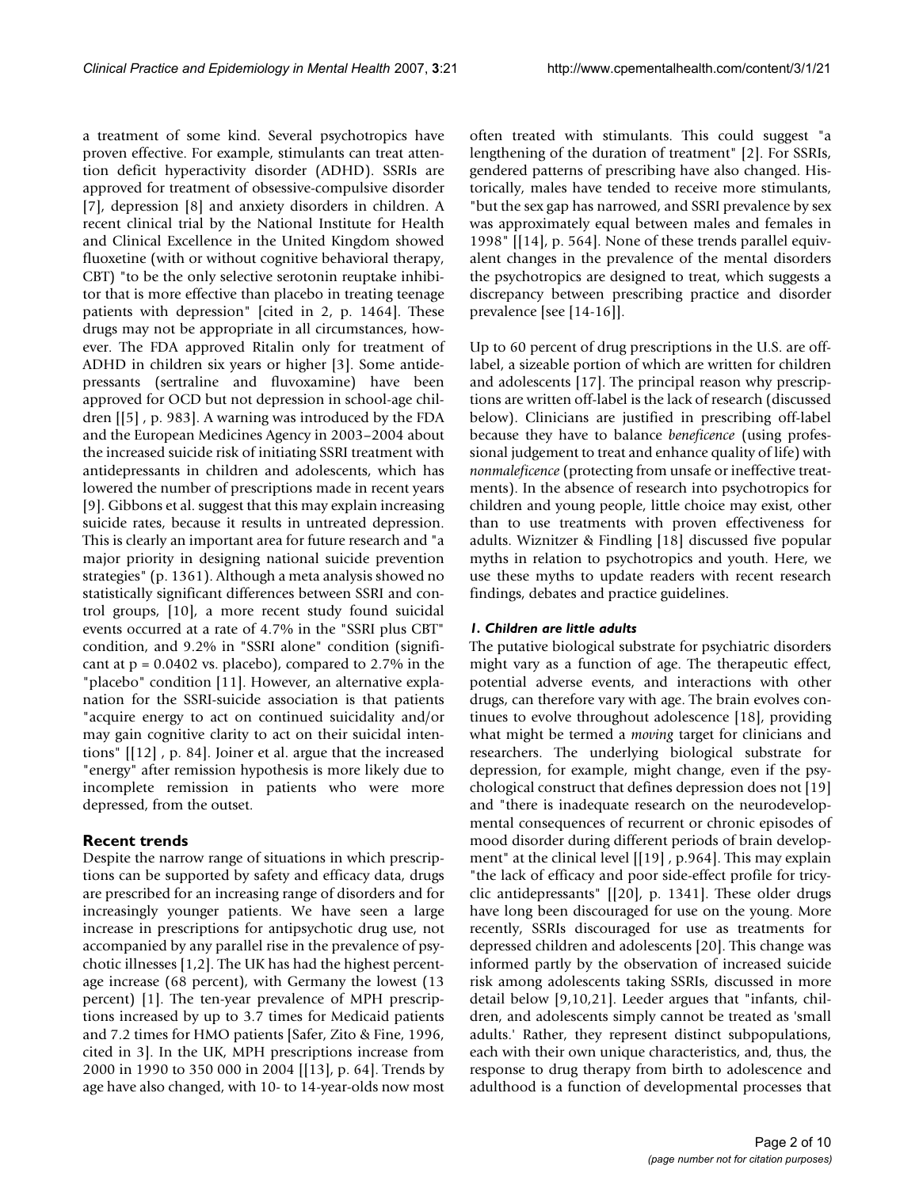a treatment of some kind. Several psychotropics have proven effective. For example, stimulants can treat attention deficit hyperactivity disorder (ADHD). SSRIs are approved for treatment of obsessive-compulsive disorder [7], depression [8] and anxiety disorders in children. A recent clinical trial by the National Institute for Health and Clinical Excellence in the United Kingdom showed fluoxetine (with or without cognitive behavioral therapy, CBT) "to be the only selective serotonin reuptake inhibitor that is more effective than placebo in treating teenage patients with depression" [cited in 2, p. 1464]. These drugs may not be appropriate in all circumstances, however. The FDA approved Ritalin only for treatment of ADHD in children six years or higher [3]. Some antidepressants (sertraline and fluvoxamine) have been approved for OCD but not depression in school-age children [[5] , p. 983]. A warning was introduced by the FDA and the European Medicines Agency in 2003–2004 about the increased suicide risk of initiating SSRI treatment with antidepressants in children and adolescents, which has lowered the number of prescriptions made in recent years [9]. Gibbons et al. suggest that this may explain increasing suicide rates, because it results in untreated depression. This is clearly an important area for future research and "a major priority in designing national suicide prevention strategies" (p. 1361). Although a meta analysis showed no statistically significant differences between SSRI and control groups, [10], a more recent study found suicidal events occurred at a rate of 4.7% in the "SSRI plus CBT" condition, and 9.2% in "SSRI alone" condition (significant at $p = 0.0402$ vs. placebo), compared to 2.7% in the "placebo" condition [11]. However, an alternative explanation for the SSRI-suicide association is that patients "acquire energy to act on continued suicidality and/or may gain cognitive clarity to act on their suicidal intentions" [[12] , p. 84]. Joiner et al. argue that the increased "energy" after remission hypothesis is more likely due to incomplete remission in patients who were more depressed, from the outset.

## Recent trends

Despite the narrow range of situations in which prescriptions can be supported by safety and efficacy data, drugs are prescribed for an increasing range of disorders and for increasingly younger patients. We have seen a large increase in prescriptions for antipsychotic drug use, not accompanied by any parallel rise in the prevalence of psychotic illnesses [1,2]. The UK has had the highest percentage increase (68 percent), with Germany the lowest (13 percent) [1]. The ten-year prevalence of MPH prescriptions increased by up to 3.7 times for Medicaid patients and 7.2 times for HMO patients [Safer, Zito & Fine, 1996, cited in 3]. In the UK, MPH prescriptions increase from 2000 in 1990 to 350 000 in 2004 [[13], p. 64]. Trends by age have also changed, with 10- to 14-year-olds now most often treated with stimulants. This could suggest "a lengthening of the duration of treatment" [2]. For SSRIs, gendered patterns of prescribing have also changed. Historically, males have tended to receive more stimulants, "but the sex gap has narrowed, and SSRI prevalence by sex was approximately equal between males and females in 1998" [[14], p. 564]. None of these trends parallel equivalent changes in the prevalence of the mental disorders the psychotropics are designed to treat, which suggests a discrepancy between prescribing practice and disorder prevalence [see [14-16]].

Up to 60 percent of drug prescriptions in the U.S. are off-label, a sizeable portion of which are written for children and adolescents [17]. The principal reason why prescriptions are written off-label is the lack of research (discussed below). Clinicians are justified in prescribing off-label because they have to balance *beneficence* (using professional judgement to treat and enhance quality of life) with *nonmaleficence* (protecting from unsafe or ineffective treatments). In the absence of research into psychotropics for children and young people, little choice may exist, other than to use treatments with proven effectiveness for adults. Wiznitzer & Findling [18] discussed five popular myths in relation to psychotropics and youth. Here, we use these myths to update readers with recent research findings, debates and practice guidelines.

### *1. Children are little adults*

The putative biological substrate for psychiatric disorders might vary as a function of age. The therapeutic effect, potential adverse events, and interactions with other drugs, can therefore vary with age. The brain evolves continues to evolve throughout adolescence [18], providing what might be termed a *moving* target for clinicians and researchers. The underlying biological substrate for depression, for example, might change, even if the psychological construct that defines depression does not [19] and "there is inadequate research on the neurodevelopmental consequences of recurrent or chronic episodes of mood disorder during different periods of brain development" at the clinical level [[19] , p.964]. This may explain "the lack of efficacy and poor side-effect profile for tricyclic antidepressants" [[20], p. 1341]. These older drugs have long been discouraged for use on the young. More recently, SSRIs discouraged for use as treatments for depressed children and adolescents [20]. This change was informed partly by the observation of increased suicide risk among adolescents taking SSRIs, discussed in more detail below [9,10,21]. Leeder argues that "infants, children, and adolescents simply cannot be treated as 'small adults.' Rather, they represent distinct subpopulations, each with their own unique characteristics, and, thus, the response to drug therapy from birth to adolescence and adulthood is a function of developmental processes that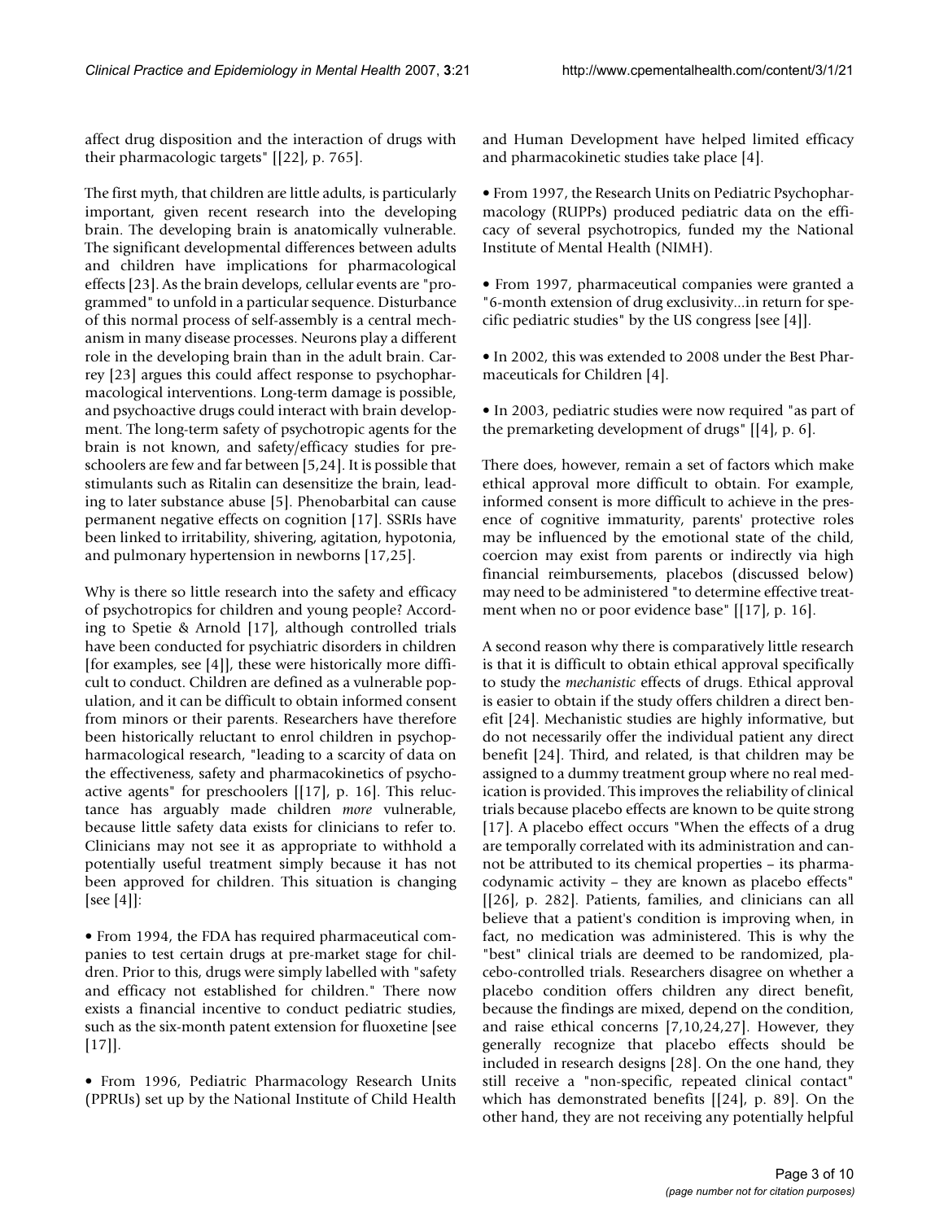affect drug disposition and the interaction of drugs with their pharmacologic targets" [[22], p. 765].

The first myth, that children are little adults, is particularly important, given recent research into the developing brain. The developing brain is anatomically vulnerable. The significant developmental differences between adults and children have implications for pharmacological effects [23]. As the brain develops, cellular events are "programmed" to unfold in a particular sequence. Disturbance of this normal process of self-assembly is a central mechanism in many disease processes. Neurons play a different role in the developing brain than in the adult brain. Carrey [23] argues this could affect response to psychopharmacological interventions. Long-term damage is possible, and psychoactive drugs could interact with brain development. The long-term safety of psychotropic agents for the brain is not known, and safety/efficacy studies for preschoolers are few and far between [5,24]. It is possible that stimulants such as Ritalin can desensitize the brain, leading to later substance abuse [5]. Phenobarbital can cause permanent negative effects on cognition [17]. SSRIs have been linked to irritability, shivering, agitation, hypotonia, and pulmonary hypertension in newborns [17,25].

Why is there so little research into the safety and efficacy of psychotropics for children and young people? According to Spetie & Arnold [17], although controlled trials have been conducted for psychiatric disorders in children [for examples, see [4]], these were historically more difficult to conduct. Children are defined as a vulnerable population, and it can be difficult to obtain informed consent from minors or their parents. Researchers have therefore been historically reluctant to enrol children in psychopharmacological research, "leading to a scarcity of data on the effectiveness, safety and pharmacokinetics of psychoactive agents" for preschoolers [[17], p. 16]. This reluctance has arguably made children *more* vulnerable, because little safety data exists for clinicians to refer to. Clinicians may not see it as appropriate to withhold a potentially useful treatment simply because it has not been approved for children. This situation is changing [see [4]]:

- From 1994, the FDA has required pharmaceutical companies to test certain drugs at pre-market stage for children. Prior to this, drugs were simply labelled with "safety and efficacy not established for children." There now exists a financial incentive to conduct pediatric studies, such as the six-month patent extension for fluoxetine [see [17]].

- From 1996, Pediatric Pharmacology Research Units (PPRUs) set up by the National Institute of Child Health and Human Development have helped limited efficacy and pharmacokinetic studies take place [4].

- From 1997, the Research Units on Pediatric Psychopharmacology (RUPPs) produced pediatric data on the efficacy of several psychotropics, funded my the National Institute of Mental Health (NIMH).

- From 1997, pharmaceutical companies were granted a "6-month extension of drug exclusivity...in return for specific pediatric studies" by the US congress [see [4]].

- In 2002, this was extended to 2008 under the Best Pharmaceuticals for Children [4].

- In 2003, pediatric studies were now required "as part of the premarketing development of drugs" [[4], p. 6].

There does, however, remain a set of factors which make ethical approval more difficult to obtain. For example, informed consent is more difficult to achieve in the presence of cognitive immaturity, parents' protective roles may be influenced by the emotional state of the child, coercion may exist from parents or indirectly via high financial reimbursements, placebos (discussed below) may need to be administered "to determine effective treatment when no or poor evidence base" [[17], p. 16].

A second reason why there is comparatively little research is that it is difficult to obtain ethical approval specifically to study the *mechanistic* effects of drugs. Ethical approval is easier to obtain if the study offers children a direct benefit [24]. Mechanistic studies are highly informative, but do not necessarily offer the individual patient any direct benefit [24]. Third, and related, is that children may be assigned to a dummy treatment group where no real medication is provided. This improves the reliability of clinical trials because placebo effects are known to be quite strong [17]. A placebo effect occurs "When the effects of a drug are temporally correlated with its administration and cannot be attributed to its chemical properties – its pharmacodynamic activity – they are known as placebo effects" [[26], p. 282]. Patients, families, and clinicians can all believe that a patient's condition is improving when, in fact, no medication was administered. This is why the "best" clinical trials are deemed to be randomized, placebo-controlled trials. Researchers disagree on whether a placebo condition offers children any direct benefit, because the findings are mixed, depend on the condition, and raise ethical concerns [7,10,24,27]. However, they generally recognize that placebo effects should be included in research designs [28]. On the one hand, they still receive a "non-specific, repeated clinical contact" which has demonstrated benefits [[24], p. 89]. On the other hand, they are not receiving any potentially helpful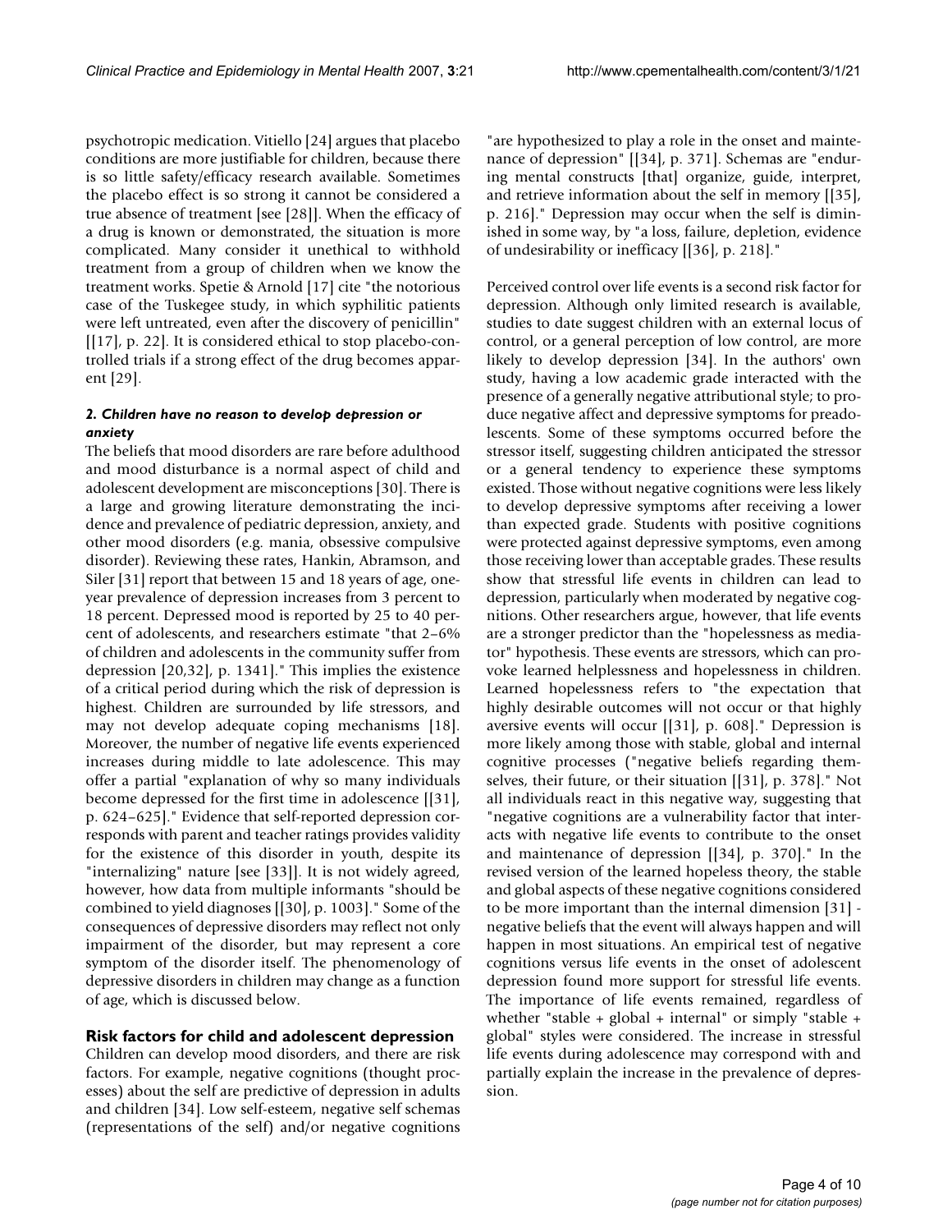psychotropic medication. Vitiello [24] argues that placebo conditions are more justifiable for children, because there is so little safety/efficacy research available. Sometimes the placebo effect is so strong it cannot be considered a true absence of treatment [see [28]]. When the efficacy of a drug is known or demonstrated, the situation is more complicated. Many consider it unethical to withhold treatment from a group of children when we know the treatment works. Spetie & Arnold [17] cite "the notorious case of the Tuskegee study, in which syphilitic patients were left untreated, even after the discovery of penicillin" [[17], p. 22]. It is considered ethical to stop placebo-controlled trials if a strong effect of the drug becomes apparent [29].

#### *2. Children have no reason to develop depression or anxiety*

The beliefs that mood disorders are rare before adulthood and mood disturbance is a normal aspect of child and adolescent development are misconceptions [30]. There is a large and growing literature demonstrating the incidence and prevalence of pediatric depression, anxiety, and other mood disorders (e.g. mania, obsessive compulsive disorder). Reviewing these rates, Hankin, Abramson, and Siler [31] report that between 15 and 18 years of age, one-year prevalence of depression increases from 3 percent to 18 percent. Depressed mood is reported by 25 to 40 percent of adolescents, and researchers estimate "that 2–6% of children and adolescents in the community suffer from depression [20,32], p. 1341]." This implies the existence of a critical period during which the risk of depression is highest. Children are surrounded by life stressors, and may not develop adequate coping mechanisms [18]. Moreover, the number of negative life events experienced increases during middle to late adolescence. This may offer a partial "explanation of why so many individuals become depressed for the first time in adolescence [[31], p. 624–625]." Evidence that self-reported depression corresponds with parent and teacher ratings provides validity for the existence of this disorder in youth, despite its "internalizing" nature [see [33]]. It is not widely agreed, however, how data from multiple informants "should be combined to yield diagnoses [[30], p. 1003]." Some of the consequences of depressive disorders may reflect not only impairment of the disorder, but may represent a core symptom of the disorder itself. The phenomenology of depressive disorders in children may change as a function of age, which is discussed below.

### Risk factors for child and adolescent depression

Children can develop mood disorders, and there are risk factors. For example, negative cognitions (thought processes) about the self are predictive of depression in adults and children [34]. Low self-esteem, negative self schemas (representations of the self) and/or negative cognitions "are hypothesized to play a role in the onset and maintenance of depression" [[34], p. 371]. Schemas are "enduring mental constructs [that] organize, guide, interpret, and retrieve information about the self in memory [[35], p. 216]." Depression may occur when the self is diminished in some way, by "a loss, failure, depletion, evidence of undesirability or inefficacy [[36], p. 218]."

Perceived control over life events is a second risk factor for depression. Although only limited research is available, studies to date suggest children with an external locus of control, or a general perception of low control, are more likely to develop depression [34]. In the authors' own study, having a low academic grade interacted with the presence of a generally negative attributional style; to produce negative affect and depressive symptoms for preadolescents. Some of these symptoms occurred before the stressor itself, suggesting children anticipated the stressor or a general tendency to experience these symptoms existed. Those without negative cognitions were less likely to develop depressive symptoms after receiving a lower than expected grade. Students with positive cognitions were protected against depressive symptoms, even among those receiving lower than acceptable grades. These results show that stressful life events in children can lead to depression, particularly when moderated by negative cognitions. Other researchers argue, however, that life events are a stronger predictor than the "hopelessness as mediator" hypothesis. These events are stressors, which can provoke learned helplessness and hopelessness in children. Learned hopelessness refers to "the expectation that highly desirable outcomes will not occur or that highly aversive events will occur [[31], p. 608]." Depression is more likely among those with stable, global and internal cognitive processes ("negative beliefs regarding themselves, their future, or their situation [[31], p. 378]." Not all individuals react in this negative way, suggesting that "negative cognitions are a vulnerability factor that interacts with negative life events to contribute to the onset and maintenance of depression [[34], p. 370]." In the revised version of the learned hopeless theory, the stable and global aspects of these negative cognitions considered to be more important than the internal dimension [31] - negative beliefs that the event will always happen and will happen in most situations. An empirical test of negative cognitions versus life events in the onset of adolescent depression found more support for stressful life events. The importance of life events remained, regardless of whether "stable + global + internal" or simply "stable + global" styles were considered. The increase in stressful life events during adolescence may correspond with and partially explain the increase in the prevalence of depression.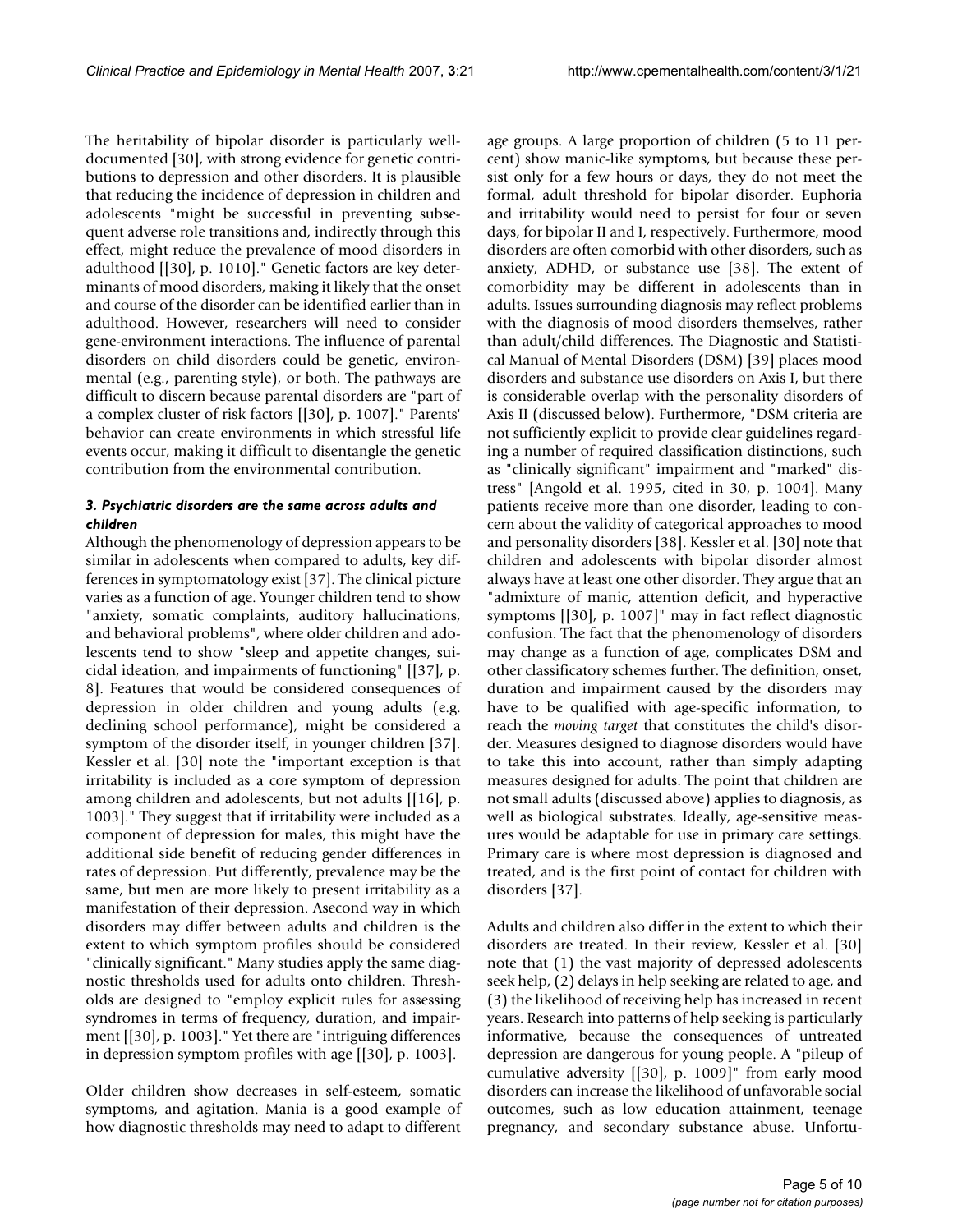The heritability of bipolar disorder is particularly well-documented [30], with strong evidence for genetic contributions to depression and other disorders. It is plausible that reducing the incidence of depression in children and adolescents "might be successful in preventing subsequent adverse role transitions and, indirectly through this effect, might reduce the prevalence of mood disorders in adulthood [[30], p. 1010]." Genetic factors are key determinants of mood disorders, making it likely that the onset and course of the disorder can be identified earlier than in adulthood. However, researchers will need to consider gene-environment interactions. The influence of parental disorders on child disorders could be genetic, environmental (e.g., parenting style), or both. The pathways are difficult to discern because parental disorders are "part of a complex cluster of risk factors [[30], p. 1007]." Parents' behavior can create environments in which stressful life events occur, making it difficult to disentangle the genetic contribution from the environmental contribution.

### *3. Psychiatric disorders are the same across adults and children*

Although the phenomenology of depression appears to be similar in adolescents when compared to adults, key differences in symptomatology exist [37]. The clinical picture varies as a function of age. Younger children tend to show "anxiety, somatic complaints, auditory hallucinations, and behavioral problems", where older children and adolescents tend to show "sleep and appetite changes, suicidal ideation, and impairments of functioning" [[37], p. 8]. Features that would be considered consequences of depression in older children and young adults (e.g. declining school performance), might be considered a symptom of the disorder itself, in younger children [37]. Kessler et al. [30] note the "important exception is that irritability is included as a core symptom of depression among children and adolescents, but not adults [[16], p. 1003]." They suggest that if irritability were included as a component of depression for males, this might have the additional side benefit of reducing gender differences in rates of depression. Put differently, prevalence may be the same, but men are more likely to present irritability as a manifestation of their depression. Asecond way in which disorders may differ between adults and children is the extent to which symptom profiles should be considered "clinically significant." Many studies apply the same diagnostic thresholds used for adults onto children. Thresholds are designed to "employ explicit rules for assessing syndromes in terms of frequency, duration, and impairment [[30], p. 1003]." Yet there are "intriguing differences in depression symptom profiles with age [[30], p. 1003].

Older children show decreases in self-esteem, somatic symptoms, and agitation. Mania is a good example of how diagnostic thresholds may need to adapt to different age groups. A large proportion of children (5 to 11 percent) show manic-like symptoms, but because these persist only for a few hours or days, they do not meet the formal, adult threshold for bipolar disorder. Euphoria and irritability would need to persist for four or seven days, for bipolar II and I, respectively. Furthermore, mood disorders are often comorbid with other disorders, such as anxiety, ADHD, or substance use [38]. The extent of comorbidity may be different in adolescents than in adults. Issues surrounding diagnosis may reflect problems with the diagnosis of mood disorders themselves, rather than adult/child differences. The Diagnostic and Statistical Manual of Mental Disorders (DSM) [39] places mood disorders and substance use disorders on Axis I, but there is considerable overlap with the personality disorders of Axis II (discussed below). Furthermore, "DSM criteria are not sufficiently explicit to provide clear guidelines regarding a number of required classification distinctions, such as "clinically significant" impairment and "marked" distress" [Angold et al. 1995, cited in 30, p. 1004]. Many patients receive more than one disorder, leading to concern about the validity of categorical approaches to mood and personality disorders [38]. Kessler et al. [30] note that children and adolescents with bipolar disorder almost always have at least one other disorder. They argue that an "admixture of manic, attention deficit, and hyperactive symptoms [[30], p. 1007]" may in fact reflect diagnostic confusion. The fact that the phenomenology of disorders may change as a function of age, complicates DSM and other classificatory schemes further. The definition, onset, duration and impairment caused by the disorders may have to be qualified with age-specific information, to reach the *moving target* that constitutes the child's disorder. Measures designed to diagnose disorders would have to take this into account, rather than simply adapting measures designed for adults. The point that children are not small adults (discussed above) applies to diagnosis, as well as biological substrates. Ideally, age-sensitive measures would be adaptable for use in primary care settings. Primary care is where most depression is diagnosed and treated, and is the first point of contact for children with disorders [37].

Adults and children also differ in the extent to which their disorders are treated. In their review, Kessler et al. [30] note that (1) the vast majority of depressed adolescents seek help, (2) delays in help seeking are related to age, and (3) the likelihood of receiving help has increased in recent years. Research into patterns of help seeking is particularly informative, because the consequences of untreated depression are dangerous for young people. A "pileup of cumulative adversity [[30], p. 1009]" from early mood disorders can increase the likelihood of unfavorable social outcomes, such as low education attainment, teenage pregnancy, and secondary substance abuse. Unfortu-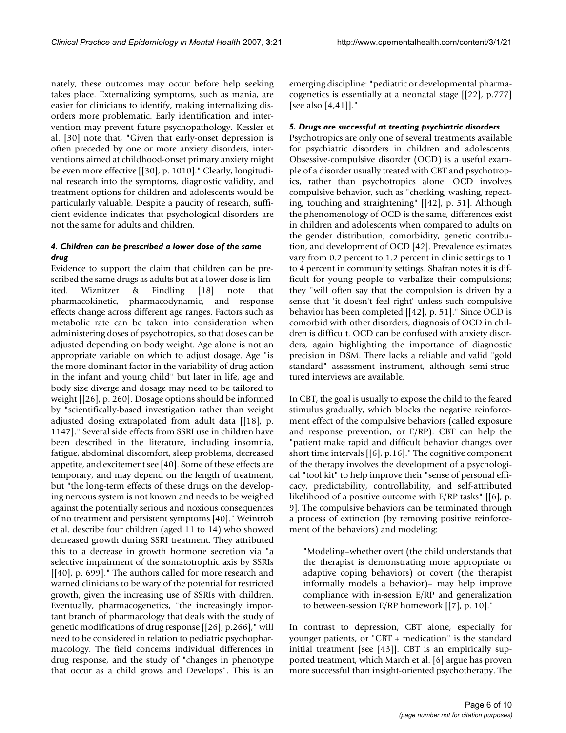nately, these outcomes may occur before help seeking takes place. Externalizing symptoms, such as mania, are easier for clinicians to identify, making internalizing disorders more problematic. Early identification and intervention may prevent future psychopathology. Kessler et al. [30] note that, "Given that early-onset depression is often preceded by one or more anxiety disorders, interventions aimed at childhood-onset primary anxiety might be even more effective [[30], p. 1010]." Clearly, longitudinal research into the symptoms, diagnostic validity, and treatment options for children and adolescents would be particularly valuable. Despite a paucity of research, sufficient evidence indicates that psychological disorders are not the same for adults and children.

### *4. Children can be prescribed a lower dose of the same drug*

Evidence to support the claim that children can be prescribed the same drugs as adults but at a lower dose is limited. Wiznitzer & Findling [18] note that pharmacokinetic, pharmacodynamic, and response effects change across different age ranges. Factors such as metabolic rate can be taken into consideration when administering doses of psychotropics, so that doses can be adjusted depending on body weight. Age alone is not an appropriate variable on which to adjust dosage. Age "is the more dominant factor in the variability of drug action in the infant and young child" but later in life, age and body size diverge and dosage may need to be tailored to weight [[26], p. 260]. Dosage options should be informed by "scientifically-based investigation rather than weight adjusted dosing extrapolated from adult data [[18], p. 1147]." Several side effects from SSRI use in children have been described in the literature, including insomnia, fatigue, abdominal discomfort, sleep problems, decreased appetite, and excitement see [40]. Some of these effects are temporary, and may depend on the length of treatment, but "the long-term effects of these drugs on the developing nervous system is not known and needs to be weighed against the potentially serious and noxious consequences of no treatment and persistent symptoms [40]." Weintrob et al. describe four children (aged 11 to 14) who showed decreased growth during SSRI treatment. They attributed this to a decrease in growth hormone secretion via "a selective impairment of the somatotrophic axis by SSRIs [[40], p. 699]." The authors called for more research and warned clinicians to be wary of the potential for restricted growth, given the increasing use of SSRIs with children. Eventually, pharmacogenetics, "the increasingly important branch of pharmacology that deals with the study of genetic modifications of drug response [[26], p.266]," will need to be considered in relation to pediatric psychopharmacology. The field concerns individual differences in drug response, and the study of "changes in phenotype that occur as a child grows and Develops". This is an emerging discipline: "pediatric or developmental pharmacogenetics is essentially at a neonatal stage [[22], p.777] [see also [4,41]]."

### *5. Drugs are successful at treating psychiatric disorders*

Psychotropics are only one of several treatments available for psychiatric disorders in children and adolescents. Obsessive-compulsive disorder (OCD) is a useful example of a disorder usually treated with CBT and psychotropics, rather than psychotropics alone. OCD involves compulsive behavior, such as "checking, washing, repeating, touching and straightening" [[42], p. 51]. Although the phenomenology of OCD is the same, differences exist in children and adolescents when compared to adults on the gender distribution, comorbidity, genetic contribution, and development of OCD [42]. Prevalence estimates vary from 0.2 percent to 1.2 percent in clinic settings to 1 to 4 percent in community settings. Shafran notes it is difficult for young people to verbalize their compulsions; they "will often say that the compulsion is driven by a sense that 'it doesn't feel right' unless such compulsive behavior has been completed [[42], p. 51]." Since OCD is comorbid with other disorders, diagnosis of OCD in children is difficult. OCD can be confused with anxiety disorders, again highlighting the importance of diagnostic precision in DSM. There lacks a reliable and valid "gold standard" assessment instrument, although semi-structured interviews are available.

In CBT, the goal is usually to expose the child to the feared stimulus gradually, which blocks the negative reinforcement effect of the compulsive behaviors (called exposure and response prevention, or E/RP). CBT can help the "patient make rapid and difficult behavior changes over short time intervals [[6], p.16]." The cognitive component of the therapy involves the development of a psychological "tool kit" to help improve their "sense of personal efficacy, predictability, controllability, and self-attributed likelihood of a positive outcome with E/RP tasks" [[6], p. 9]. The compulsive behaviors can be terminated through a process of extinction (by removing positive reinforcement of the behaviors) and modeling:

> "Modeling–whether overt (the child understands that the therapist is demonstrating more appropriate or adaptive coping behaviors) or covert (the therapist informally models a behavior)– may help improve compliance with in-session E/RP and generalization to between-session E/RP homework [[7], p. 10]."

In contrast to depression, CBT alone, especially for younger patients, or "CBT + medication" is the standard initial treatment [see [43]]. CBT is an empirically supported treatment, which March et al. [6] argue has proven more successful than insight-oriented psychotherapy. The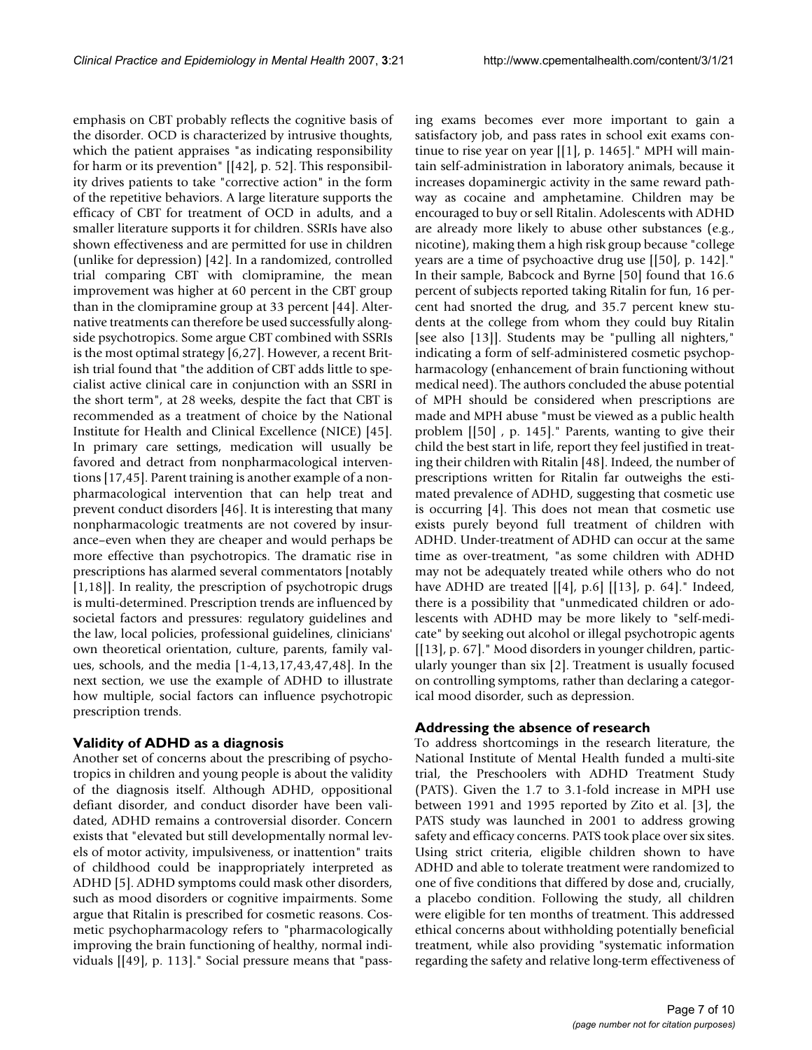emphasis on CBT probably reflects the cognitive basis of the disorder. OCD is characterized by intrusive thoughts, which the patient appraises "as indicating responsibility for harm or its prevention" [[42], p. 52]. This responsibility drives patients to take "corrective action" in the form of the repetitive behaviors. A large literature supports the efficacy of CBT for treatment of OCD in adults, and a smaller literature supports it for children. SSRIs have also shown effectiveness and are permitted for use in children (unlike for depression) [42]. In a randomized, controlled trial comparing CBT with clomipramine, the mean improvement was higher at 60 percent in the CBT group than in the clomipramine group at 33 percent [44]. Alternative treatments can therefore be used successfully alongside psychotropics. Some argue CBT combined with SSRIs is the most optimal strategy [6,27]. However, a recent British trial found that "the addition of CBT adds little to specialist active clinical care in conjunction with an SSRI in the short term", at 28 weeks, despite the fact that CBT is recommended as a treatment of choice by the National Institute for Health and Clinical Excellence (NICE) [45]. In primary care settings, medication will usually be favored and detract from nonpharmacological interventions [17,45]. Parent training is another example of a nonpharmacological intervention that can help treat and prevent conduct disorders [46]. It is interesting that many nonpharmacologic treatments are not covered by insurance–even when they are cheaper and would perhaps be more effective than psychotropics. The dramatic rise in prescriptions has alarmed several commentators [notably [1,18]]. In reality, the prescription of psychotropic drugs is multi-determined. Prescription trends are influenced by societal factors and pressures: regulatory guidelines and the law, local policies, professional guidelines, clinicians' own theoretical orientation, culture, parents, family values, schools, and the media [1-4,13,17,43,47,48]. In the next section, we use the example of ADHD to illustrate how multiple, social factors can influence psychotropic prescription trends.

## Validity of ADHD as a diagnosis

Another set of concerns about the prescribing of psychotropics in children and young people is about the validity of the diagnosis itself. Although ADHD, oppositional defiant disorder, and conduct disorder have been validated, ADHD remains a controversial disorder. Concern exists that "elevated but still developmentally normal levels of motor activity, impulsiveness, or inattention" traits of childhood could be inappropriately interpreted as ADHD [5]. ADHD symptoms could mask other disorders, such as mood disorders or cognitive impairments. Some argue that Ritalin is prescribed for cosmetic reasons. Cosmetic psychopharmacology refers to "pharmacologically improving the brain functioning of healthy, normal individuals [[49], p. 113]." Social pressure means that "passing exams becomes ever more important to gain a satisfactory job, and pass rates in school exit exams continue to rise year on year [[1], p. 1465]." MPH will maintain self-administration in laboratory animals, because it increases dopaminergic activity in the same reward pathway as cocaine and amphetamine. Children may be encouraged to buy or sell Ritalin. Adolescents with ADHD are already more likely to abuse other substances (e.g., nicotine), making them a high risk group because "college years are a time of psychoactive drug use [[50], p. 142]." In their sample, Babcock and Byrne [50] found that 16.6 percent of subjects reported taking Ritalin for fun, 16 percent had snorted the drug, and 35.7 percent knew students at the college from whom they could buy Ritalin [see also [13]]. Students may be "pulling all nighters," indicating a form of self-administered cosmetic psychopharmacology (enhancement of brain functioning without medical need). The authors concluded the abuse potential of MPH should be considered when prescriptions are made and MPH abuse "must be viewed as a public health problem [[50] , p. 145]." Parents, wanting to give their child the best start in life, report they feel justified in treating their children with Ritalin [48]. Indeed, the number of prescriptions written for Ritalin far outweighs the estimated prevalence of ADHD, suggesting that cosmetic use is occurring [4]. This does not mean that cosmetic use exists purely beyond full treatment of children with ADHD. Under-treatment of ADHD can occur at the same time as over-treatment, "as some children with ADHD may not be adequately treated while others who do not have ADHD are treated [[4], p.6] [[13], p. 64]." Indeed, there is a possibility that "unmedicated children or adolescents with ADHD may be more likely to "self-medicate" by seeking out alcohol or illegal psychotropic agents [[13], p. 67]." Mood disorders in younger children, particularly younger than six [2]. Treatment is usually focused on controlling symptoms, rather than declaring a categorical mood disorder, such as depression.

## Addressing the absence of research

To address shortcomings in the research literature, the National Institute of Mental Health funded a multi-site trial, the Preschoolers with ADHD Treatment Study (PATS). Given the 1.7 to 3.1-fold increase in MPH use between 1991 and 1995 reported by Zito et al. [3], the PATS study was launched in 2001 to address growing safety and efficacy concerns. PATS took place over six sites. Using strict criteria, eligible children shown to have ADHD and able to tolerate treatment were randomized to one of five conditions that differed by dose and, crucially, a placebo condition. Following the study, all children were eligible for ten months of treatment. This addressed ethical concerns about withholding potentially beneficial treatment, while also providing "systematic information regarding the safety and relative long-term effectiveness of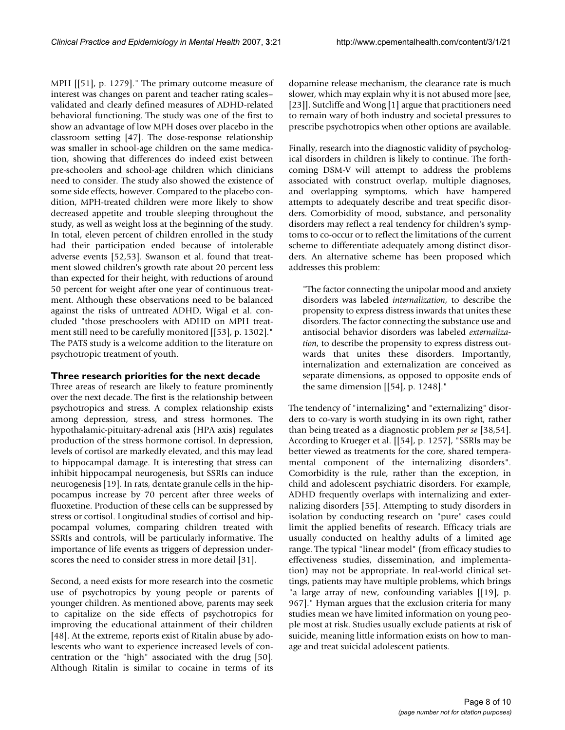MPH [[51], p. 1279]." The primary outcome measure of interest was changes on parent and teacher rating scales– validated and clearly defined measures of ADHD-related behavioral functioning. The study was one of the first to show an advantage of low MPH doses over placebo in the classroom setting [47]. The dose-response relationship was smaller in school-age children on the same medication, showing that differences do indeed exist between pre-schoolers and school-age children which clinicians need to consider. The study also showed the existence of some side effects, however. Compared to the placebo condition, MPH-treated children were more likely to show decreased appetite and trouble sleeping throughout the study, as well as weight loss at the beginning of the study. In total, eleven percent of children enrolled in the study had their participation ended because of intolerable adverse events [52,53]. Swanson et al. found that treatment slowed children's growth rate about 20 percent less than expected for their height, with reductions of around 50 percent for weight after one year of continuous treatment. Although these observations need to be balanced against the risks of untreated ADHD, Wigal et al. concluded "those preschoolers with ADHD on MPH treatment still need to be carefully monitored [[53], p. 1302]." The PATS study is a welcome addition to the literature on psychotropic treatment of youth.

### Three research priorities for the next decade

Three areas of research are likely to feature prominently over the next decade. The first is the relationship between psychotropics and stress. A complex relationship exists among depression, stress, and stress hormones. The hypothalamic-pituitary-adrenal axis (HPA axis) regulates production of the stress hormone cortisol. In depression, levels of cortisol are markedly elevated, and this may lead to hippocampal damage. It is interesting that stress can inhibit hippocampal neurogenesis, but SSRIs can induce neurogenesis [19]. In rats, dentate granule cells in the hippocampus increase by 70 percent after three weeks of fluoxetine. Production of these cells can be suppressed by stress or cortisol. Longitudinal studies of cortisol and hippocampal volumes, comparing children treated with SSRIs and controls, will be particularly informative. The importance of life events as triggers of depression underscores the need to consider stress in more detail [31].

Second, a need exists for more research into the cosmetic use of psychotropics by young people or parents of younger children. As mentioned above, parents may seek to capitalize on the side effects of psychotropics for improving the educational attainment of their children [48]. At the extreme, reports exist of Ritalin abuse by adolescents who want to experience increased levels of concentration or the "high" associated with the drug [50]. Although Ritalin is similar to cocaine in terms of its dopamine release mechanism, the clearance rate is much slower, which may explain why it is not abused more [see, [23]]. Sutcliffe and Wong [1] argue that practitioners need to remain wary of both industry and societal pressures to prescribe psychotropics when other options are available.

Finally, research into the diagnostic validity of psychological disorders in children is likely to continue. The forthcoming DSM-V will attempt to address the problems associated with construct overlap, multiple diagnoses, and overlapping symptoms, which have hampered attempts to adequately describe and treat specific disorders. Comorbidity of mood, substance, and personality disorders may reflect a real tendency for children's symptoms to co-occur or to reflect the limitations of the current scheme to differentiate adequately among distinct disorders. An alternative scheme has been proposed which addresses this problem:

> "The factor connecting the unipolar mood and anxiety disorders was labeled *internalization*, to describe the propensity to express distress inwards that unites these disorders. The factor connecting the substance use and antisocial behavior disorders was labeled *externalization*, to describe the propensity to express distress outwards that unites these disorders. Importantly, internalization and externalization are conceived as separate dimensions, as opposed to opposite ends of the same dimension [[54], p. 1248]."

The tendency of "internalizing" and "externalizing" disorders to co-vary is worth studying in its own right, rather than being treated as a diagnostic problem *per se* [38,54]. According to Krueger et al. [[54], p. 1257], "SSRIs may be better viewed as treatments for the core, shared temperamental component of the internalizing disorders". Comorbidity is the rule, rather than the exception, in child and adolescent psychiatric disorders. For example, ADHD frequently overlaps with internalizing and externalizing disorders [55]. Attempting to study disorders in isolation by conducting research on "pure" cases could limit the applied benefits of research. Efficacy trials are usually conducted on healthy adults of a limited age range. The typical "linear model" (from efficacy studies to effectiveness studies, dissemination, and implementation) may not be appropriate. In real-world clinical settings, patients may have multiple problems, which brings "a large array of new, confounding variables [[19], p. 967]." Hyman argues that the exclusion criteria for many studies mean we have limited information on young people most at risk. Studies usually exclude patients at risk of suicide, meaning little information exists on how to manage and treat suicidal adolescent patients.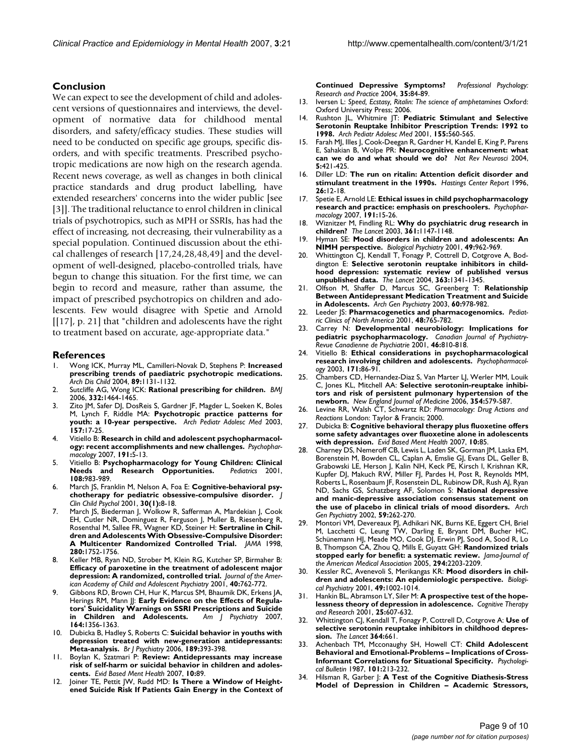## Conclusion

We can expect to see the development of child and adolescent versions of questionnaires and interviews, the development of normative data for childhood mental disorders, and safety/efficacy studies. These studies will need to be conducted on specific age groups, specific disorders, and with specific treatments. Prescribed psychotropic medications are now high on the research agenda. Recent news coverage, as well as changes in both clinical practice standards and drug product labelling, have extended researchers' concerns into the wider public [see [3]]. The traditional reluctance to enrol children in clinical trials of psychotropics, such as MPH or SSRIs, has had the effect of increasing, not decreasing, their vulnerability as a special population. Continued discussion about the ethical challenges of research [17,24,28,48,49] and the development of well-designed, placebo-controlled trials, have begun to change this situation. For the first time, we can begin to record and measure, rather than assume, the impact of prescribed psychotropics on children and adolescents. Few would disagree with Spetie and Arnold [[17], p. 21] that "children and adolescents have the right to treatment based on accurate, age-appropriate data."

## References

1. Wong ICK, Murray ML, Camilleri-Novak D, Stephens P: **Increased prescribing trends of paediatric psychotropic medications.** *Arch Dis Child* 2004, **89:**1131-1132.
2. Sutcliffe AG, Wong ICK: **Rational prescribing for children.** *BMJ* 2006, **332:**1464-1465.
3. Zito JM, Safer DJ, DosReis S, Gardner JF, Magder L, Soeken K, Boles M, Lynch F, Riddle MA: **Psychotropic practice patterns for youth: a 10-year perspective.** *Arch Pediatr Adolesc Med* 2003, **157:**17-25.
4. Vitiello B: **Research in child and adolescent psychopharmacology: recent accomplishments and new challenges.** *Psychopharmacology* 2007, **191:**5-13.
5. Vitiello B: **Psychopharmacology for Young Children: Clinical Needs and Research Opportunities.** *Pediatrics* 2001, **108:**983-989.
6. March JS, Franklin M, Nelson A, Foa E: **Cognitive-behavioral psychotherapy for pediatric obsessive-compulsive disorder.** *J Clin Child Psychol* 2001, **30(1):**8-18.
7. March JS, Biederman J, Wolkow R, Safferman A, Mardekian J, Cook EH, Cutler NR, Dominguez R, Ferguson J, Muller B, Riesenberg R, Rosenthal M, Sallee FR, Wagner KD, Steiner H: **Sertraline in Children and Adolescents With Obsessive-Compulsive Disorder: A Multicenter Randomized Controlled Trial.** *JAMA* 1998, **280:**1752-1756.
8. Keller MB, Ryan ND, Strober M, Klein RG, Kutcher SP, Birmaher B: **Efficacy of paroxetine in the treatment of adolescent major depression: A randomized, controlled trial.** *Journal of the American Academy of Child and Adolescent Psychiatry* 2001, **40:**762-772.
9. Gibbons RD, Brown CH, Hur K, Marcus SM, Bhaumik DK, Erkens JA, Herings RM, Mann JJ: **Early Evidence on the Effects of Regulators' Suicidality Warnings on SSRI Prescriptions and Suicide in Children and Adolescents.** *Am J Psychiatry* 2007, **164:**1356-1363.
10. Dubicka B, Hadley S, Roberts C: **Suicidal behavior in youths with depression treated with new-generation antidepressants: Meta-analysis.** *Br J Psychiatry* 2006, **189:**393-398.
11. Boylan K, Szatmari P: **Review: Antidepressants may increase risk of self-harm or suicidal behavior in children and adolescents.** *Evid Based Ment Health* 2007, **10:**89.
12. Joiner TE, Pettit JW, Rudd MD: **Is There a Window of Heightened Suicide Risk If Patients Gain Energy in the Context of Continued Depressive Symptoms?** *Professional Psychology: Research and Practice* 2004, **35:**84-89.
13. Iversen L: *Speed, Ecstasy, Ritalin: The science of amphetamines* Oxford: Oxford University Press; 2006.
14. Rushton JL, Whitmire JT: **Pediatric Stimulant and Selective Serotonin Reuptake Inhibitor Prescription Trends: 1992 to 1998.** *Arch Pediatr Adolesc Med* 2001, **155:**560-565.
15. Farah MJ, Illes J, Cook-Deegan R, Gardner H, Kandel E, King P, Parens E, Sahakian B, Wolpe PR: **Neurocognitive enhancement: what can we do and what should we do?** *Nat Rev Neurosci* 2004, **5:**421-425.
16. Diller LD: **The run on ritalin: Attention deficit disorder and stimulant treatment in the 1990s.** *Hastings Center Report* 1996, **26:**12-18.
17. Spetie E, Arnold LE: **Ethical issues in child psychopharmacology research and practice: emphasis on preschoolers.** *Psychopharmacology* 2007, **191:**15-26.
18. Wiznitzer M, Findling RL: **Why do psychiatric drug research in children?** *The Lancet* 2003, **361:**1147-1148.
19. Hyman SE: **Mood disorders in children and adolescents: An NIMH perspective.** *Biological Psychiatry* 2001, **49:**962-969.
20. Whittington CJ, Kendall T, Fonagy P, Cottrell D, Cotgrove A, Boddington E: **Selective serotonin reuptake inhibitors in childhood depression: systematic review of published versus unpublished data.** *The Lancet* 2004, **363:**1341-1345.
21. Olfson M, Shaffer D, Marcus SC, Greenberg T: **Relationship Between Antidepressant Medication Treatment and Suicide in Adolescents.** *Arch Gen Psychiatry* 2003, **60:**978-982.
22. Leeder JS: **Pharmacogenetics and pharmacogenomics.** *Pediatric Clinics of North America* 2001, **48:**765-782.
23. Carrey N: **Developmental neurobiology: Implications for pediatric psychopharmacology.** *Canadian Journal of Psychiatry-Revue Canadienne de Psychiatrie* 2001, **46:**810-818.
24. Vitiello B: **Ethical considerations in psychopharmacological research involving children and adolescents.** *Psychopharmacology* 2003, **171:**86-91.
25. Chambers CD, Hernandez-Diaz S, Van Marter LJ, Werler MM, Louik C, Jones KL, Mitchell AA: **Selective serotonin-reuptake inhibitors and risk of persistent pulmonary hypertension of the newborn.** *New England Journal of Medicine* 2006, **354:**579-587.
26. Levine RR, Walsh CT, Schwartz RD: *Pharmacology: Drug Actions and Reactions* London: Taylor & Francis; 2000.
27. Dubicka B: **Cognitive behavioral therapy plus fluoxetine offers some safety advantages over fluoxetine alone in adolescents with depression.** *Evid Based Ment Health* 2007, **10:**85.
28. Charney DS, Nemeroff CB, Lewis L, Laden SK, Gorman JM, Laska EM, Borenstein M, Bowden CL, Caplan A, Emslie GJ, Evans DL, Geller B, Grabowski LE, Herson J, Kalin NH, Keck PE, Kirsch I, Krishnan KR, Kupfer DJ, Makuch RW, Miller FJ, Pardes H, Post R, Reynolds MM, Roberts L, Rosenbaum JF, Rosenstein DL, Rubinow DR, Rush AJ, Ryan ND, Sachs GS, Schatzberg AF, Solomon S: **National depressive and manic-depressive association consensus statement on the use of placebo in clinical trials of mood disorders.** *Arch Gen Psychiatry* 2002, **59:**262-270.
29. Montori VM, Devereaux PJ, Adhikari NK, Burns KE, Eggert CH, Briel M, Lacchetti C, Leung TW, Darling E, Bryant DM, Bucher HC, Schünemann HJ, Meade MO, Cook DJ, Erwin PJ, Sood A, Sood R, Lo B, Thompson CA, Zhou Q, Mills E, Guyatt GH: **Randomized trials stopped early for benefit: a systematic review.** *Jama-Journal of the American Medical Association* 2005, **294:**2203-2209.
30. Kessler RC, Avenevoli S, Merikangas KR: **Mood disorders in children and adolescents: An epidemiologic perspective.** *Biological Psychiatry* 2001, **49:**1002-1014.
31. Hankin BL, Abramson LY, Siler M: **A prospective test of the hopelessness theory of depression in adolescence.** *Cognitive Therapy and Research* 2001, **25:**607-632.
32. Whittington CJ, Kendall T, Fonagy P, Cottrell D, Cotgrove A: **Use of selective serotonin reuptake inhibitors in childhood depression.** *The Lancet* **364:**661.
33. Achenbach TM, Mcconaughy SH, Howell CT: **Child Adolescent Behavioral and Emotional-Problems – Implications of Cross-Informant Correlations for Situational Specificity.** *Psychological Bulletin* 1987, **101:**213-232.
34. Hilsman R, Garber J: **A Test of the Cognitive Diathesis-Stress Model of Depression in Children – Academic Stressors,**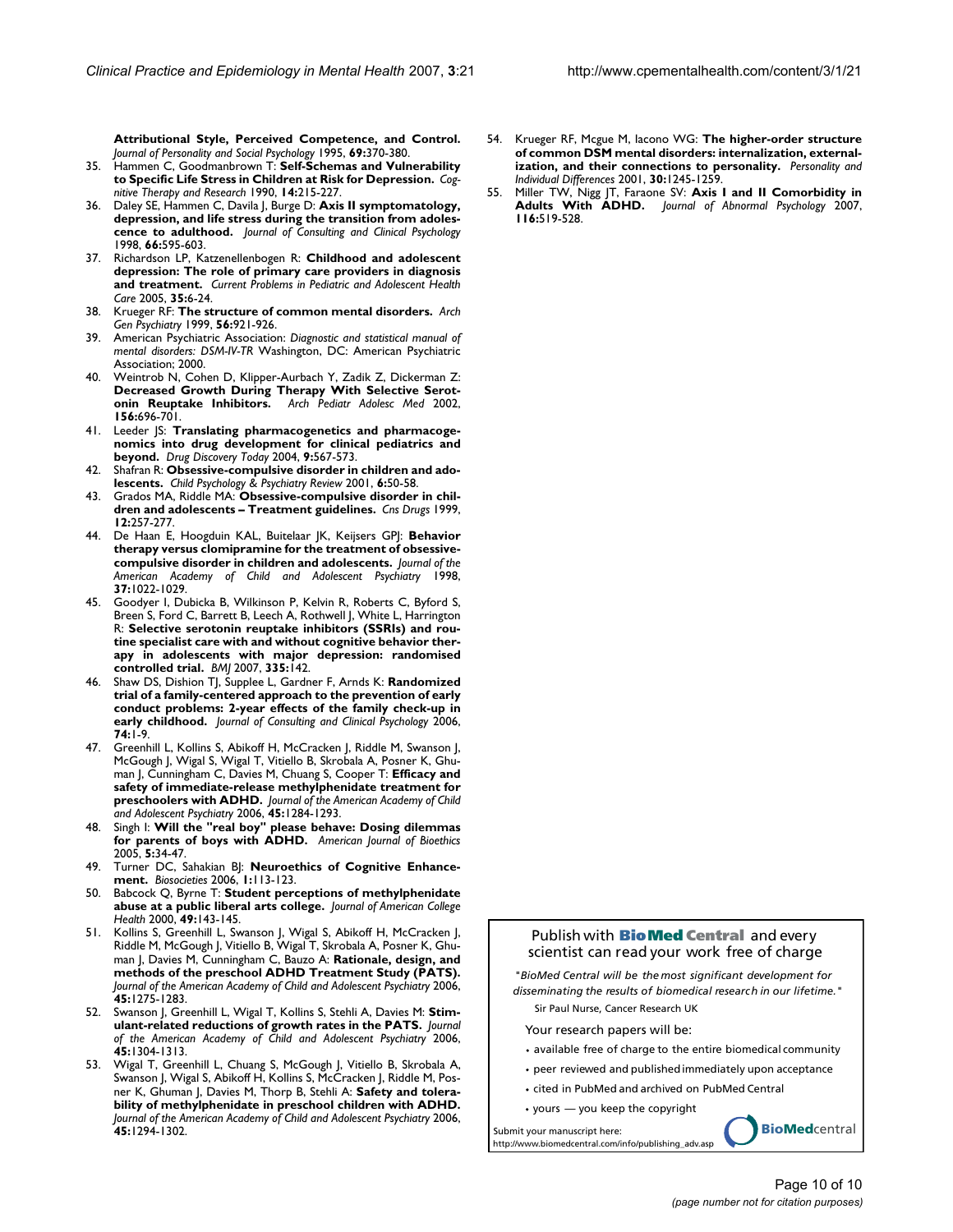**Attributional Style, Perceived Competence, and Control.** *Journal of Personality and Social Psychology* 1995, **69:**370-380.

35. Hammen C, Goodmanbrown T: **Self-Schemas and Vulnerability to Specific Life Stress in Children at Risk for Depression.** *Cognitive Therapy and Research* 1990, **14:**215-227.
36. Daley SE, Hammen C, Davila J, Burge D: **Axis II symptomatology, depression, and life stress during the transition from adolescence to adulthood.** *Journal of Consulting and Clinical Psychology* 1998, **66:**595-603.
37. Richardson LP, Katzenellenbogen R: **Childhood and adolescent depression: The role of primary care providers in diagnosis and treatment.** *Current Problems in Pediatric and Adolescent Health Care* 2005, **35:**6-24.
38. Krueger RF: **The structure of common mental disorders.** *Arch Gen Psychiatry* 1999, **56:**921-926.
39. American Psychiatric Association: *Diagnostic and statistical manual of mental disorders: DSM-IV-TR* Washington, DC: American Psychiatric Association; 2000.
40. Weintrob N, Cohen D, Klipper-Aurbach Y, Zadik Z, Dickerman Z: **Decreased Growth During Therapy With Selective Serotonin Reuptake Inhibitors.** *Arch Pediatr Adolesc Med* 2002, **156:**696-701.
41. Leeder JS: **Translating pharmacogenetics and pharmacogenomics into drug development for clinical pediatrics and beyond.** *Drug Discovery Today* 2004, **9:**567-573.
42. Shafran R: **Obsessive-compulsive disorder in children and adolescents.** *Child Psychology & Psychiatry Review* 2001, **6:**50-58.
43. Grados MA, Riddle MA: **Obsessive-compulsive disorder in children and adolescents – Treatment guidelines.** *Cns Drugs* 1999, **12:**257-277.
44. De Haan E, Hoogduin KAL, Buitelaar JK, Keijsers GPJ: **Behavior therapy versus clomipramine for the treatment of obsessive-compulsive disorder in children and adolescents.** *Journal of the American Academy of Child and Adolescent Psychiatry* 1998, **37:**1022-1029.
45. Goodyer I, Dubicka B, Wilkinson P, Kelvin R, Roberts C, Byford S, Breen S, Ford C, Barrett B, Leech A, Rothwell J, White L, Harrington R: **Selective serotonin reuptake inhibitors (SSRIs) and routine specialist care with and without cognitive behavior therapy in adolescents with major depression: randomised controlled trial.** *BMJ* 2007, **335:**142.
46. Shaw DS, Dishion TJ, Supplee L, Gardner F, Arnds K: **Randomized trial of a family-centered approach to the prevention of early conduct problems: 2-year effects of the family check-up in early childhood.** *Journal of Consulting and Clinical Psychology* 2006, **74:**1-9.
47. Greenhill L, Kollins S, Abikoff H, McCracken J, Riddle M, Swanson J, McGough J, Wigal S, Wigal T, Vitiello B, Skrobala A, Posner K, Ghuman J, Cunningham C, Davies M, Chuang S, Cooper T: **Efficacy and safety of immediate-release methylphenidate treatment for preschoolers with ADHD.** *Journal of the American Academy of Child and Adolescent Psychiatry* 2006, **45:**1284-1293.
48. Singh I: **Will the "real boy" please behave: Dosing dilemmas for parents of boys with ADHD.** *American Journal of Bioethics* 2005, **5:**34-47.
49. Turner DC, Sahakian BJ: **Neuroethics of Cognitive Enhancement.** *Biosocieties* 2006, **1:**113-123.
50. Babcock Q, Byrne T: **Student perceptions of methylphenidate abuse at a public liberal arts college.** *Journal of American College Health* 2000, **49:**143-145.
51. Kollins S, Greenhill L, Swanson J, Wigal S, Abikoff H, McCracken J, Riddle M, McGough J, Vitiello B, Wigal T, Skrobala A, Posner K, Ghuman J, Davies M, Cunningham C, Bauzo A: **Rationale, design, and methods of the preschool ADHD Treatment Study (PATS).** *Journal of the American Academy of Child and Adolescent Psychiatry* 2006, **45:**1275-1283.
52. Swanson J, Greenhill L, Wigal T, Kollins S, Stehli A, Davies M: **Stimulant-related reductions of growth rates in the PATS.** *Journal of the American Academy of Child and Adolescent Psychiatry* 2006, **45:**1304-1313.
53. Wigal T, Greenhill L, Chuang S, McGough J, Vitiello B, Skrobala A, Swanson J, Wigal S, Abikoff H, Kollins S, McCracken J, Riddle M, Posner K, Ghuman J, Davies M, Thorp B, Stehli A: **Safety and tolerability of methylphenidate in preschool children with ADHD.** *Journal of the American Academy of Child and Adolescent Psychiatry* 2006, **45:**1294-1302.
54. Krueger RF, Mcgue M, Iacono WG: **The higher-order structure of common DSM mental disorders: internalization, externalization, and their connections to personality.** *Personality and Individual Differences* 2001, **30:**1245-1259.
55. Miller TW, Nigg JT, Faraone SV: **Axis I and II Comorbidity in Adults With ADHD.** *Journal of Abnormal Psychology* 2007, **116:**519-528.

Publish with **BioMed Central** and every scientist can read your work free of charge

*"BioMed Central will be the most significant development for disseminating the results of biomedical research in our lifetime."*

Sir Paul Nurse, Cancer Research UK

Your research papers will be:

- available free of charge to the entire biomedical community
- peer reviewed and published immediately upon acceptance
- cited in PubMed and archived on PubMed Central
- yours — you keep the copyright

Submit your manuscript here:
http://www.biomedcentral.com/info/publishing_adv.asp

**BioMed**central